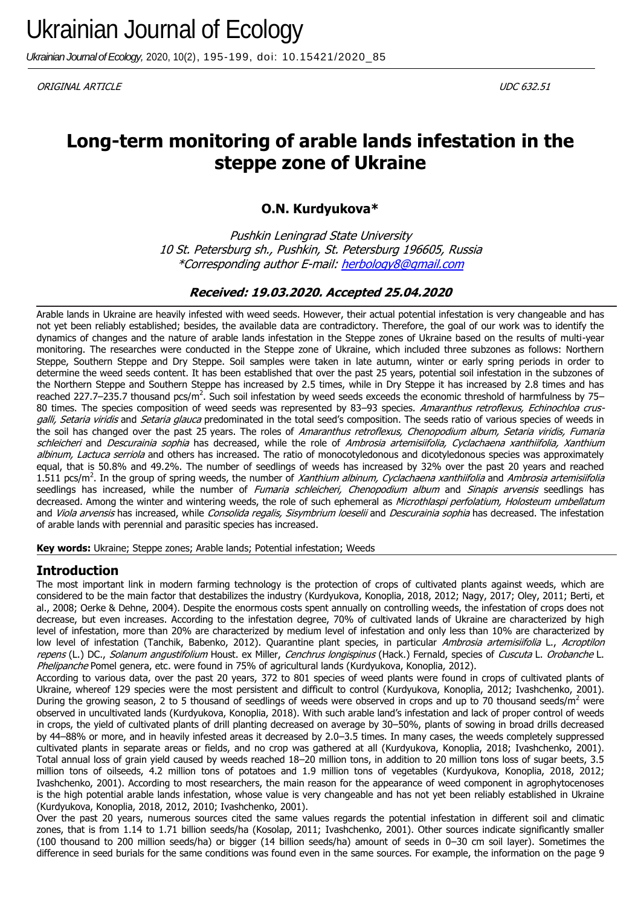ORIGINAL ARTICLE

UDC 632.51

# Long-term monitoring of arable lands infestation in the steppe zone of Ukraine

**O.N. Kurdyukova***

*Pushkin Leningrad State University*
*10 St. Petersburg sh., Pushkin, St. Petersburg 196605, Russia*
**Corresponding author E-mail: herbology8@gmail.com*

**Received: 19.03.2020. Accepted 25.04.2020**

Arable lands in Ukraine are heavily infested with weed seeds. However, their actual potential infestation is very changeable and has not yet been reliably established; besides, the available data are contradictory. Therefore, the goal of our work was to identify the dynamics of changes and the nature of arable lands infestation in the Steppe zones of Ukraine based on the results of multi-year monitoring. The researches were conducted in the Steppe zone of Ukraine, which included three subzones as follows: Northern Steppe, Southern Steppe and Dry Steppe. Soil samples were taken in late autumn, winter or early spring periods in order to determine the weed seeds content. It has been established that over the past 25 years, potential soil infestation in the subzones of the Northern Steppe and Southern Steppe has increased by 2.5 times, while in Dry Steppe it has increased by 2.8 times and has reached 227.7–235.7 thousand pcs/m$^2$. Such soil infestation by weed seeds exceeds the economic threshold of harmfulness by 75–80 times. The species composition of weed seeds was represented by 83–93 species. *Amaranthus retroflexus, Echinochloa crus-galli, Setaria viridis* and *Setaria glauca* predominated in the total seed's composition. The seeds ratio of various species of weeds in the soil has changed over the past 25 years. The roles of *Amaranthus retroflexus, Chenopodium album, Setaria viridis, Fumaria schleicheri* and *Descurainia sophia* has decreased, while the role of *Ambrosia artemisiifolia, Cyclachaena xanthiifolia, Xanthium albinum, Lactuca serriola* and others has increased. The ratio of monocotyledonous and dicotyledonous species was approximately equal, that is 50.8% and 49.2%. The number of seedlings of weeds has increased by 32% over the past 20 years and reached 1.511 pcs/m$^2$. In the group of spring weeds, the number of *Xanthium albinum, Cyclachaena xanthiifolia* and *Ambrosia artemisiifolia* seedlings has increased, while the number of *Fumaria schleicheri, Chenopodium album* and *Sinapis arvensis* seedlings has decreased. Among the winter and wintering weeds, the role of such ephemeral as *Microthlaspi perfolatium, Holosteum umbellatum* and *Viola arvensis* has increased, while *Consolida regalis, Sisymbrium loeselii* and *Descurainia sophia* has decreased. The infestation of arable lands with perennial and parasitic species has increased.

**Key words:** Ukraine; Steppe zones; Arable lands; Potential infestation; Weeds

## Introduction

The most important link in modern farming technology is the protection of crops of cultivated plants against weeds, which are considered to be the main factor that destabilizes the industry (Kurdyukova, Konoplia, 2018, 2012; Nagy, 2017; Oley, 2011; Berti, et al., 2008; Oerke & Dehne, 2004). Despite the enormous costs spent annually on controlling weeds, the infestation of crops does not decrease, but even increases. According to the infestation degree, 70% of cultivated lands of Ukraine are characterized by high level of infestation, more than 20% are characterized by medium level of infestation and only less than 10% are characterized by low level of infestation (Tanchik, Babenko, 2012). Quarantine plant species, in particular *Ambrosia artemisiifolia* L., *Acroptilon repens* (L.) DC., *Solanum angustifolium* Houst. ex Miller, *Cenchrus longispinus* (Hack.) Fernald, species of *Cuscuta* L. *Orobanche* L. *Phelipanche* Pomel genera, etc. were found in 75% of agricultural lands (Kurdyukova, Konoplia, 2012).

According to various data, over the past 20 years, 372 to 801 species of weed plants were found in crops of cultivated plants of Ukraine, whereof 129 species were the most persistent and difficult to control (Kurdyukova, Konoplia, 2012; Ivashchenko, 2001). During the growing season, 2 to 5 thousand of seedlings of weeds were observed in crops and up to 70 thousand seeds/m$^2$ were observed in uncultivated lands (Kurdyukova, Konoplia, 2018). With such arable land's infestation and lack of proper control of weeds in crops, the yield of cultivated plants of drill planting decreased on average by 30–50%, plants of sowing in broad drills decreased by 44–88% or more, and in heavily infested areas it decreased by 2.0–3.5 times. In many cases, the weeds completely suppressed cultivated plants in separate areas or fields, and no crop was gathered at all (Kurdyukova, Konoplia, 2018; Ivashchenko, 2001). Total annual loss of grain yield caused by weeds reached 18–20 million tons, in addition to 20 million tons loss of sugar beets, 3.5 million tons of oilseeds, 4.2 million tons of potatoes and 1.9 million tons of vegetables (Kurdyukova, Konoplia, 2018, 2012; Ivashchenko, 2001). According to most researchers, the main reason for the appearance of weed component in agrophytocenoses is the high potential arable lands infestation, whose value is very changeable and has not yet been reliably established in Ukraine (Kurdyukova, Konoplia, 2018, 2012, 2010; Ivashchenko, 2001).

Over the past 20 years, numerous sources cited the same values regards the potential infestation in different soil and climatic zones, that is from 1.14 to 1.71 billion seeds/ha (Kosolap, 2011; Ivashchenko, 2001). Other sources indicate significantly smaller (100 thousand to 200 million seeds/ha) or bigger (14 billion seeds/ha) amount of seeds in 0–30 cm soil layer). Sometimes the difference in seed burials for the same conditions was found even in the same sources. For example, the information on the page 9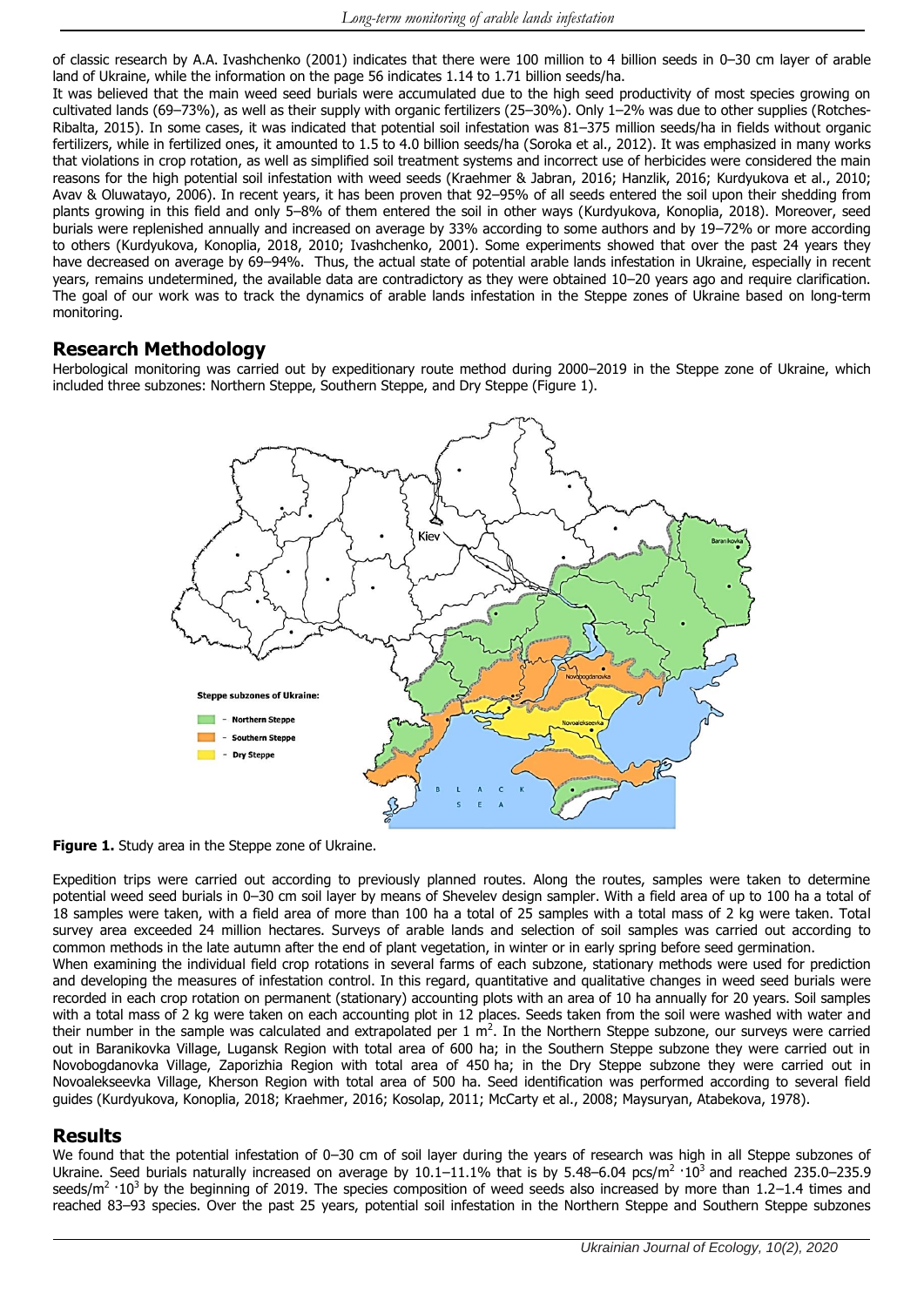of classic research by A.A. Ivashchenko (2001) indicates that there were 100 million to 4 billion seeds in 0–30 cm layer of arable land of Ukraine, while the information on the page 56 indicates 1.14 to 1.71 billion seeds/ha.

It was believed that the main weed seed burials were accumulated due to the high seed productivity of most species growing on cultivated lands (69–73%), as well as their supply with organic fertilizers (25–30%). Only 1–2% was due to other supplies (Rotches-Ribalta, 2015). In some cases, it was indicated that potential soil infestation was 81–375 million seeds/ha in fields without organic fertilizers, while in fertilized ones, it amounted to 1.5 to 4.0 billion seeds/ha (Soroka et al., 2012). It was emphasized in many works that violations in crop rotation, as well as simplified soil treatment systems and incorrect use of herbicides were considered the main reasons for the high potential soil infestation with weed seeds (Kraehmer & Jabran, 2016; Hanzlik, 2016; Kurdyukova et al., 2010; Avav & Oluwatayo, 2006). In recent years, it has been proven that 92–95% of all seeds entered the soil upon their shedding from plants growing in this field and only 5–8% of them entered the soil in other ways (Kurdyukova, Konoplia, 2018). Moreover, seed burials were replenished annually and increased on average by 33% according to some authors and by 19–72% or more according to others (Kurdyukova, Konoplia, 2018, 2010; Ivashchenko, 2001). Some experiments showed that over the past 24 years they have decreased on average by 69–94%. Thus, the actual state of potential arable lands infestation in Ukraine, especially in recent years, remains undetermined, the available data are contradictory as they were obtained 10–20 years ago and require clarification. The goal of our work was to track the dynamics of arable lands infestation in the Steppe zones of Ukraine based on long-term monitoring.

## Research Methodology

Herbological monitoring was carried out by expeditionary route method during 2000–2019 in the Steppe zone of Ukraine, which included three subzones: Northern Steppe, Southern Steppe, and Dry Steppe (Figure 1).

**Figure 1.** Study area in the Steppe zone of Ukraine.

Expedition trips were carried out according to previously planned routes. Along the routes, samples were taken to determine potential weed seed burials in 0–30 cm soil layer by means of Shevelev design sampler. With a field area of up to 100 ha a total of 18 samples were taken, with a field area of more than 100 ha a total of 25 samples with a total mass of 2 kg were taken. Total survey area exceeded 24 million hectares. Surveys of arable lands and selection of soil samples was carried out according to common methods in the late autumn after the end of plant vegetation, in winter or in early spring before seed germination.

When examining the individual field crop rotations in several farms of each subzone, stationary methods were used for prediction and developing the measures of infestation control. In this regard, quantitative and qualitative changes in weed seed burials were recorded in each crop rotation on permanent (stationary) accounting plots with an area of 10 ha annually for 20 years. Soil samples with a total mass of 2 kg were taken on each accounting plot in 12 places. Seeds taken from the soil were washed with water and their number in the sample was calculated and extrapolated per 1 $m^2$. In the Northern Steppe subzone, our surveys were carried out in Baranikovka Village, Lugansk Region with total area of 600 ha; in the Southern Steppe subzone they were carried out in Novobogdanovka Village, Zaporizhia Region with total area of 450 ha; in the Dry Steppe subzone they were carried out in Novoalekseevka Village, Kherson Region with total area of 500 ha. Seed identification was performed according to several field guides (Kurdyukova, Konoplia, 2018; Kraehmer, 2016; Kosolap, 2011; McCarty et al., 2008; Maysuryan, Atabekova, 1978).

## Results

We found that the potential infestation of 0–30 cm of soil layer during the years of research was high in all Steppe subzones of Ukraine. Seed burials naturally increased on average by 10.1–11.1% that is by 5.48–6.04 pcs/$m^2$ $\cdot 10^3$ and reached 235.0–235.9 seeds/$m^2$ $\cdot 10^3$ by the beginning of 2019. The species composition of weed seeds also increased by more than 1.2–1.4 times and reached 83–93 species. Over the past 25 years, potential soil infestation in the Northern Steppe and Southern Steppe subzones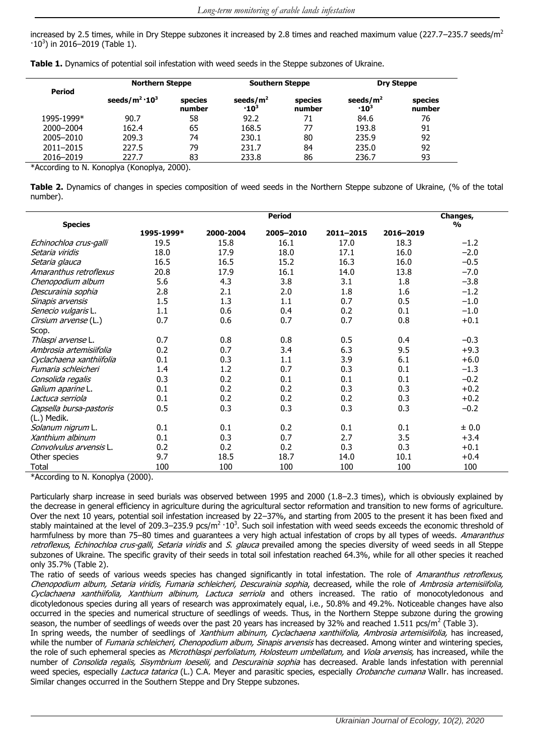increased by 2.5 times, while in Dry Steppe subzones it increased by 2.8 times and reached maximum value (227.7–235.7 seeds/m$^2$ $\cdot 10^3$) in 2016–2019 (Table 1).

**Table 1.** Dynamics of potential soil infestation with weed seeds in the Steppe subzones of Ukraine.

| Period | Northern Steppe | | Southern Steppe | | Dry Steppe | |
|---|---|---|---|---|---|---|
| | seeds/m$^2$ $\cdot 10^3$ | species number | seeds/m$^2$ $\cdot 10^3$ | species number | seeds/m$^2$ $\cdot 10^3$ | species number |
| 1995-1999* | 90.7 | 58 | 92.2 | 71 | 84.6 | 76 |
| 2000–2004 | 162.4 | 65 | 168.5 | 77 | 193.8 | 91 |
| 2005–2010 | 209.3 | 74 | 230.1 | 80 | 235.9 | 92 |
| 2011–2015 | 227.5 | 79 | 231.7 | 84 | 235.0 | 92 |
| 2016–2019 | 227.7 | 83 | 233.8 | 86 | 236.7 | 93 |

*According to N. Konoplya (Konoplya, 2000).

**Table 2.** Dynamics of changes in species composition of weed seeds in the Northern Steppe subzone of Ukraine, (% of the total number).

| Species | Period | | | | | Changes, % |
|---|---|---|---|---|---|---|
| | 1995-1999* | 2000-2004 | 2005–2010 | 2011–2015 | 2016–2019 | |
| *Echinochloa crus-galli* | 19.5 | 15.8 | 16.1 | 17.0 | 18.3 | −1.2 |
| *Setaria viridis* | 18.0 | 17.9 | 18.0 | 17.1 | 16.0 | −2.0 |
| *Setaria glauca* | 16.5 | 16.5 | 15.2 | 16.3 | 16.0 | −0.5 |
| *Amaranthus retroflexus* | 20.8 | 17.9 | 16.1 | 14.0 | 13.8 | −7.0 |
| *Chenopodium album* | 5.6 | 4.3 | 3.8 | 3.1 | 1.8 | −3.8 |
| *Descurainia sophia* | 2.8 | 2.1 | 2.0 | 1.8 | 1.6 | −1.2 |
| *Sinapis arvensis* | 1.5 | 1.3 | 1.1 | 0.7 | 0.5 | −1.0 |
| *Senecio vulgaris* L. | 1.1 | 0.6 | 0.4 | 0.2 | 0.1 | −1.0 |
| *Cirsium arvense* (L.) Scop. | 0.7 | 0.6 | 0.7 | 0.7 | 0.8 | +0.1 |
| *Thlaspi arvense* L. | 0.7 | 0.8 | 0.8 | 0.5 | 0.4 | −0.3 |
| *Ambrosia artemisiifolia* | 0.2 | 0.7 | 3.4 | 6.3 | 9.5 | +9.3 |
| *Cyclachaena xanthiifolia* | 0.1 | 0.3 | 1.1 | 3.9 | 6.1 | +6.0 |
| *Fumaria schleicheri* | 1.4 | 1.2 | 0.7 | 0.3 | 0.1 | −1.3 |
| *Consolida regalis* | 0.3 | 0.2 | 0.1 | 0.1 | 0.1 | −0.2 |
| *Galium aparine* L. | 0.1 | 0.2 | 0.2 | 0.3 | 0.3 | +0.2 |
| *Lactuca serriola* | 0.1 | 0.2 | 0.2 | 0.2 | 0.3 | +0.2 |
| *Capsella bursa-pastoris* (L.) Medik. | 0.5 | 0.3 | 0.3 | 0.3 | 0.3 | −0.2 |
| *Solanum nigrum* L. | 0.1 | 0.1 | 0.2 | 0.1 | 0.1 | ± 0.0 |
| *Xanthium albinum* | 0.1 | 0.3 | 0.7 | 2.7 | 3.5 | +3.4 |
| *Convolvulus arvensis* L. | 0.2 | 0.2 | 0.2 | 0.3 | 0.3 | +0.1 |
| Other species | 9.7 | 18.5 | 18.7 | 14.0 | 10.1 | +0.4 |
| Total | 100 | 100 | 100 | 100 | 100 | 100 |

*According to N. Konoplya (2000).

Particularly sharp increase in seed burials was observed between 1995 and 2000 (1.8–2.3 times), which is obviously explained by the decrease in general efficiency in agriculture during the agricultural sector reformation and transition to new forms of agriculture. Over the next 10 years, potential soil infestation increased by 22–37%, and starting from 2005 to the present it has been fixed and stably maintained at the level of 209.3–235.9 pcs/m$^2$ $\cdot 10^3$. Such soil infestation with weed seeds exceeds the economic threshold of harmfulness by more than 75–80 times and guarantees a very high actual infestation of crops by all types of weeds. *Amaranthus retroflexus*, *Echinochloa crus-galli*, *Setaria viridis* and *S. glauca* prevailed among the species diversity of weed seeds in all Steppe subzones of Ukraine. The specific gravity of their seeds in total soil infestation reached 64.3%, while for all other species it reached only 35.7% (Table 2).

The ratio of seeds of various weeds species has changed significantly in total infestation. The role of *Amaranthus retroflexus, Chenopodium album, Setaria viridis, Fumaria schleicheri, Descurainia sophia*, decreased, while the role of *Ambrosia artemisiifolia, Cyclachaena xanthiifolia, Xanthium albinum, Lactuca serriola* and others increased. The ratio of monocotyledonous and dicotyledonous species during all years of research was approximately equal, i.e., 50.8% and 49.2%. Noticeable changes have also occurred in the species and numerical structure of seedlings of weeds. Thus, in the Northern Steppe subzone during the growing season, the number of seedlings of weeds over the past 20 years has increased by 32% and reached 1.511 pcs/m$^2$ (Table 3).

In spring weeds, the number of seedlings of *Xanthium albinum, Cyclachaena xanthiifolia, Ambrosia artemisiifolia,* has increased, while the number of *Fumaria schleicheri, Chenopodium album, Sinapis arvensis* has decreased. Among winter and wintering species, the role of such ephemeral species as *Microthlaspi perfoliatum, Holosteum umbellatum,* and *Viola arvensis,* has increased, while the number of *Consolida regalis, Sisymbrium loeselii,* and *Descurainia sophia* has decreased. Arable lands infestation with perennial weed species, especially *Lactuca tatarica* (L.) C.A. Meyer and parasitic species, especially *Orobanche cumana* Wallr. has increased. Similar changes occurred in the Southern Steppe and Dry Steppe subzones.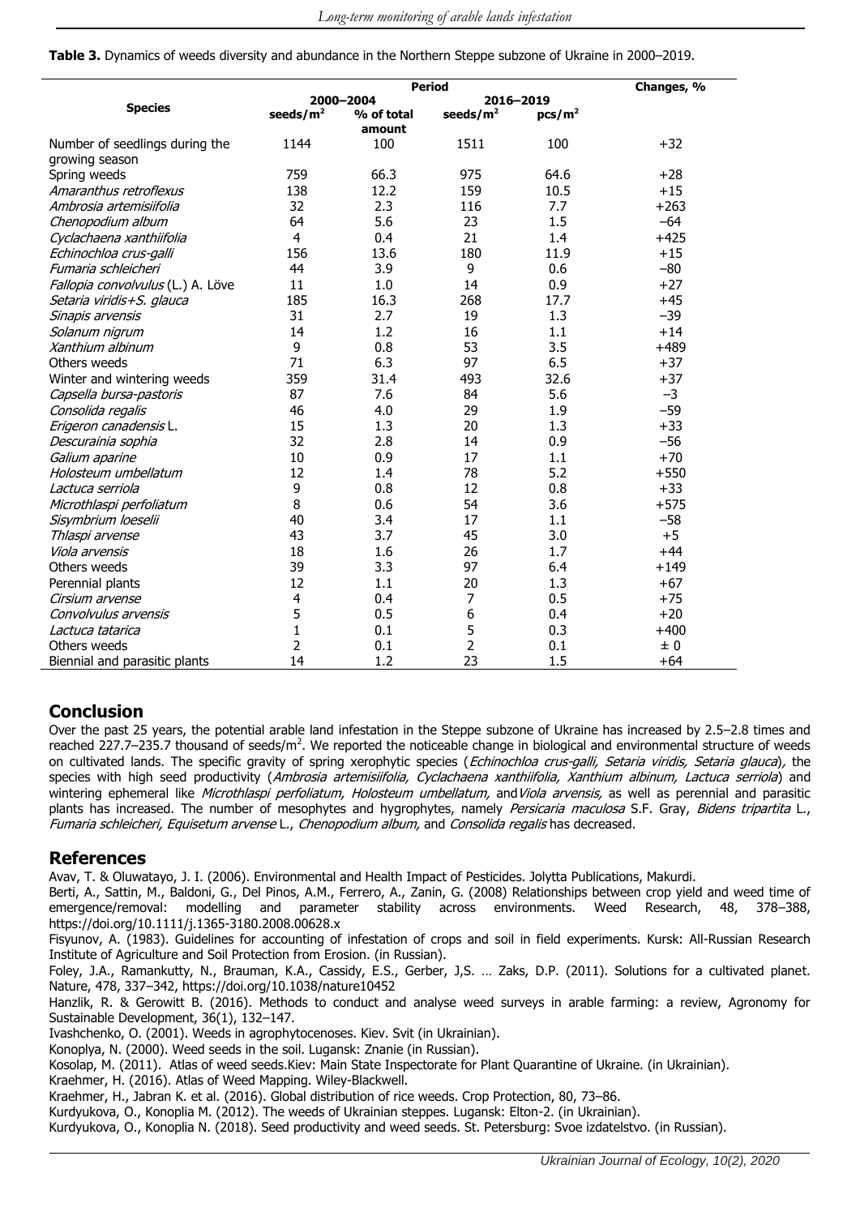**Table 3.** Dynamics of weeds diversity and abundance in the Northern Steppe subzone of Ukraine in 2000–2019.

| Species | Period | | | | Changes, % |
|---|---|---|---|---|---|
| | 2000–2004 | | 2016–2019 | | |
| | seeds/m$^2$ | % of total amount | seeds/m$^2$ | pcs/m$^2$ | |
| Number of seedlings during the growing season | 1144 | 100 | 1511 | 100 | +32 |
| Spring weeds | 759 | 66.3 | 975 | 64.6 | +28 |
| *Amaranthus retroflexus* | 138 | 12.2 | 159 | 10.5 | +15 |
| *Ambrosia artemisiifolia* | 32 | 2.3 | 116 | 7.7 | +263 |
| *Chenopodium album* | 64 | 5.6 | 23 | 1.5 | –64 |
| *Cyclachaena xanthiifolia* | 4 | 0.4 | 21 | 1.4 | +425 |
| *Echinochloa crus-galli* | 156 | 13.6 | 180 | 11.9 | +15 |
| *Fumaria schleicheri* | 44 | 3.9 | 9 | 0.6 | –80 |
| *Fallopia convolvulus* (L.) A. Löve | 11 | 1.0 | 14 | 0.9 | +27 |
| *Setaria viridis+S. glauca* | 185 | 16.3 | 268 | 17.7 | +45 |
| *Sinapis arvensis* | 31 | 2.7 | 19 | 1.3 | –39 |
| *Solanum nigrum* | 14 | 1.2 | 16 | 1.1 | +14 |
| *Xanthium albinum* | 9 | 0.8 | 53 | 3.5 | +489 |
| Others weeds | 71 | 6.3 | 97 | 6.5 | +37 |
| Winter and wintering weeds | 359 | 31.4 | 493 | 32.6 | +37 |
| *Capsella bursa-pastoris* | 87 | 7.6 | 84 | 5.6 | –3 |
| *Consolida regalis* | 46 | 4.0 | 29 | 1.9 | –59 |
| *Erigeron canadensis* L. | 15 | 1.3 | 20 | 1.3 | +33 |
| *Descurainia sophia* | 32 | 2.8 | 14 | 0.9 | –56 |
| *Galium aparine* | 10 | 0.9 | 17 | 1.1 | +70 |
| *Holosteum umbellatum* | 12 | 1.4 | 78 | 5.2 | +550 |
| *Lactuca serriola* | 9 | 0.8 | 12 | 0.8 | +33 |
| *Microthlaspi perfoliatum* | 8 | 0.6 | 54 | 3.6 | +575 |
| *Sisymbrium loeselii* | 40 | 3.4 | 17 | 1.1 | –58 |
| *Thlaspi arvense* | 43 | 3.7 | 45 | 3.0 | +5 |
| *Viola arvensis* | 18 | 1.6 | 26 | 1.7 | +44 |
| Others weeds | 39 | 3.3 | 97 | 6.4 | +149 |
| Perennial plants | 12 | 1.1 | 20 | 1.3 | +67 |
| *Cirsium arvense* | 4 | 0.4 | 7 | 0.5 | +75 |
| *Convolvulus arvensis* | 5 | 0.5 | 6 | 0.4 | +20 |
| *Lactuca tatarica* | 1 | 0.1 | 5 | 0.3 | +400 |
| Others weeds | 2 | 0.1 | 2 | 0.1 | ± 0 |
| Biennial and parasitic plants | 14 | 1.2 | 23 | 1.5 | +64 |

## Conclusion

Over the past 25 years, the potential arable land infestation in the Steppe subzone of Ukraine has increased by 2.5–2.8 times and reached 227.7–235.7 thousand of seeds/m$^2$. We reported the noticeable change in biological and environmental structure of weeds on cultivated lands. The specific gravity of spring xerophytic species (*Echinochloa crus-galli, Setaria viridis, Setaria glauca*), the species with high seed productivity (*Ambrosia artemisiifolia, Cyclachaena xanthiifolia, Xanthium albinum, Lactuca serriola*) and wintering ephemeral like *Microthlaspi perfoliatum, Holosteum umbellatum,* and *Viola arvensis,* as well as perennial and parasitic plants has increased. The number of mesophytes and hygrophytes, namely *Persicaria maculosa* S.F. Gray, *Bidens tripartita* L., *Fumaria schleicheri, Equisetum arvense* L., *Chenopodium album,* and *Consolida regalis* has decreased.

## References

Avav, T. & Oluwatayo, J. I. (2006). Environmental and Health Impact of Pesticides. Jolytta Publications, Makurdi.

Berti, A., Sattin, M., Baldoni, G., Del Pinos, A.M., Ferrero, A., Zanin, G. (2008) Relationships between crop yield and weed time of emergence/removal: modelling and parameter stability across environments. Weed Research, 48, 378–388, https://doi.org/10.1111/j.1365-3180.2008.00628.x

Fisyunov, A. (1983). Guidelines for accounting of infestation of crops and soil in field experiments. Kursk: All-Russian Research Institute of Agriculture and Soil Protection from Erosion. (in Russian).

Foley, J.A., Ramankutty, N., Brauman, K.A., Cassidy, E.S., Gerber, J,S. … Zaks, D.P. (2011). Solutions for a cultivated planet. Nature, 478, 337–342, https://doi.org/10.1038/nature10452

Hanzlik, R. & Gerowitt B. (2016). Methods to conduct and analyse weed surveys in arable farming: a review, Agronomy for Sustainable Development, 36(1), 132–147.

Ivashchenko, O. (2001). Weeds in agrophytocenoses. Kiev. Svit (in Ukrainian).

Konoplya, N. (2000). Weed seeds in the soil. Lugansk: Znanie (in Russian).

Kosolap, M. (2011). Atlas of weed seeds.Kiev: Main State Inspectorate for Plant Quarantine of Ukraine. (in Ukrainian).

Kraehmer, H. (2016). Atlas of Weed Mapping. Wiley-Blackwell.

Kraehmer, H., Jabran K. et al. (2016). Global distribution of rice weeds. Crop Protection, 80, 73–86.

Kurdyukova, O., Konoplia M. (2012). The weeds of Ukrainian steppes. Lugansk: Elton-2. (in Ukrainian).

Kurdyukova, O., Konoplia N. (2018). Seed productivity and weed seeds. St. Petersburg: Svoe izdatelstvo. (in Russian).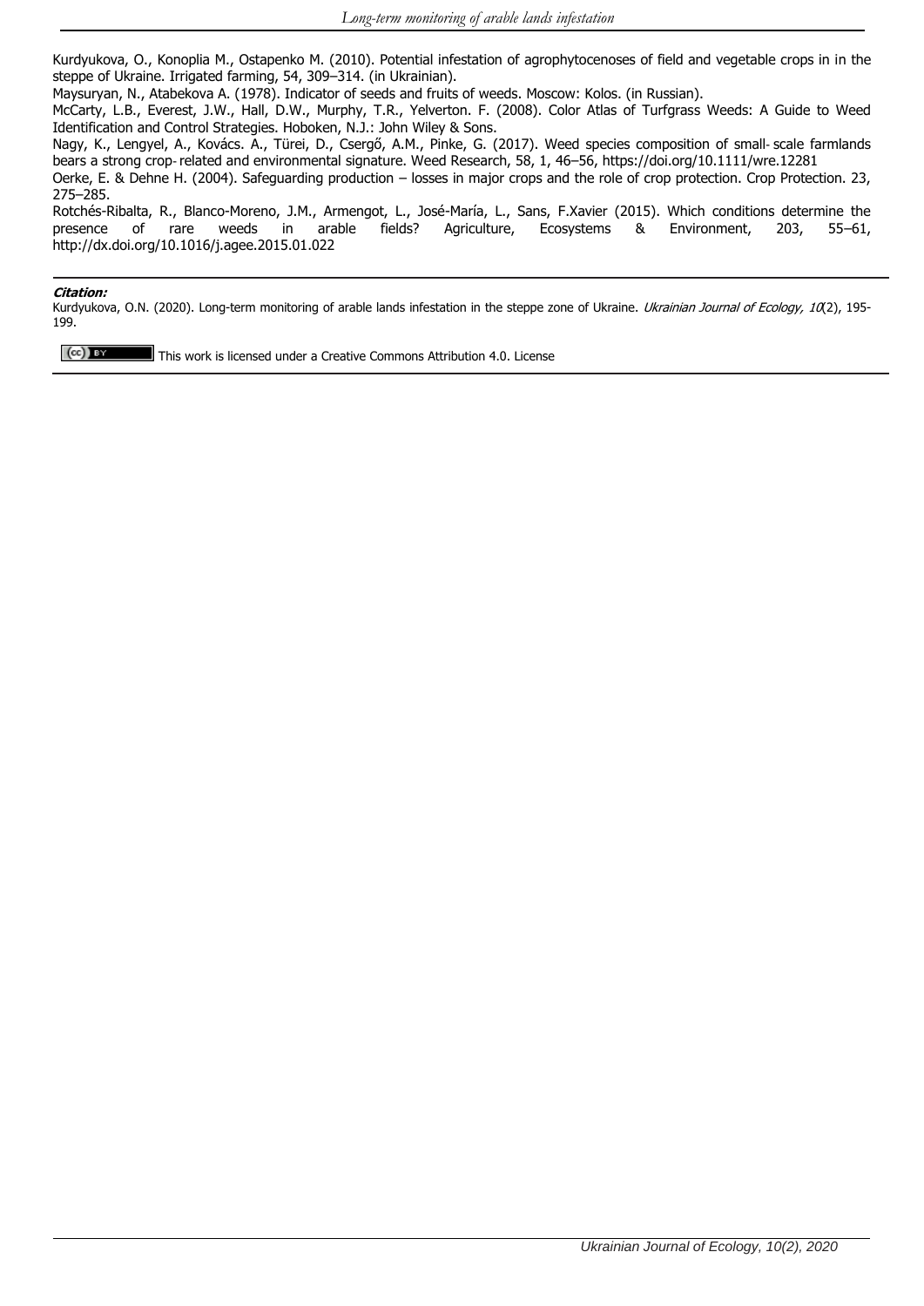Kurdyukova, O., Konoplia M., Ostapenko M. (2010). Potential infestation of agrophytocenoses of field and vegetable crops in in the steppe of Ukraine. Irrigated farming, 54, 309–314. (in Ukrainian).

Maysuryan, N., Atabekova A. (1978). Indicator of seeds and fruits of weeds. Moscow: Kolos. (in Russian).

McCarty, L.B., Everest, J.W., Hall, D.W., Murphy, T.R., Yelverton. F. (2008). Color Atlas of Turfgrass Weeds: A Guide to Weed Identification and Control Strategies. Hoboken, N.J.: John Wiley & Sons.

Nagy, K., Lengyel, A., Kovács. A., Türei, D., Csergő, A.M., Pinke, G. (2017). Weed species composition of small‐scale farmlands bears a strong crop‐related and environmental signature. Weed Research, 58, 1, 46–56, https://doi.org/10.1111/wre.12281

Oerke, E. & Dehne H. (2004). Safeguarding production – losses in major crops and the role of crop protection. Crop Protection. 23, 275–285.

Rotchés-Ribalta, R., Blanco-Moreno, J.M., Armengot, L., José-María, L., Sans, F.Xavier (2015). Which conditions determine the presence of rare weeds in arable fields? Agriculture, Ecosystems & Environment, 203, 55–61, http://dx.doi.org/10.1016/j.agee.2015.01.022

***Citation:***

Kurdyukova, O.N. (2020). Long-term monitoring of arable lands infestation in the steppe zone of Ukraine. *Ukrainian Journal of Ecology, 10*(2), 195-199.

This work is licensed under a Creative Commons Attribution 4.0. License